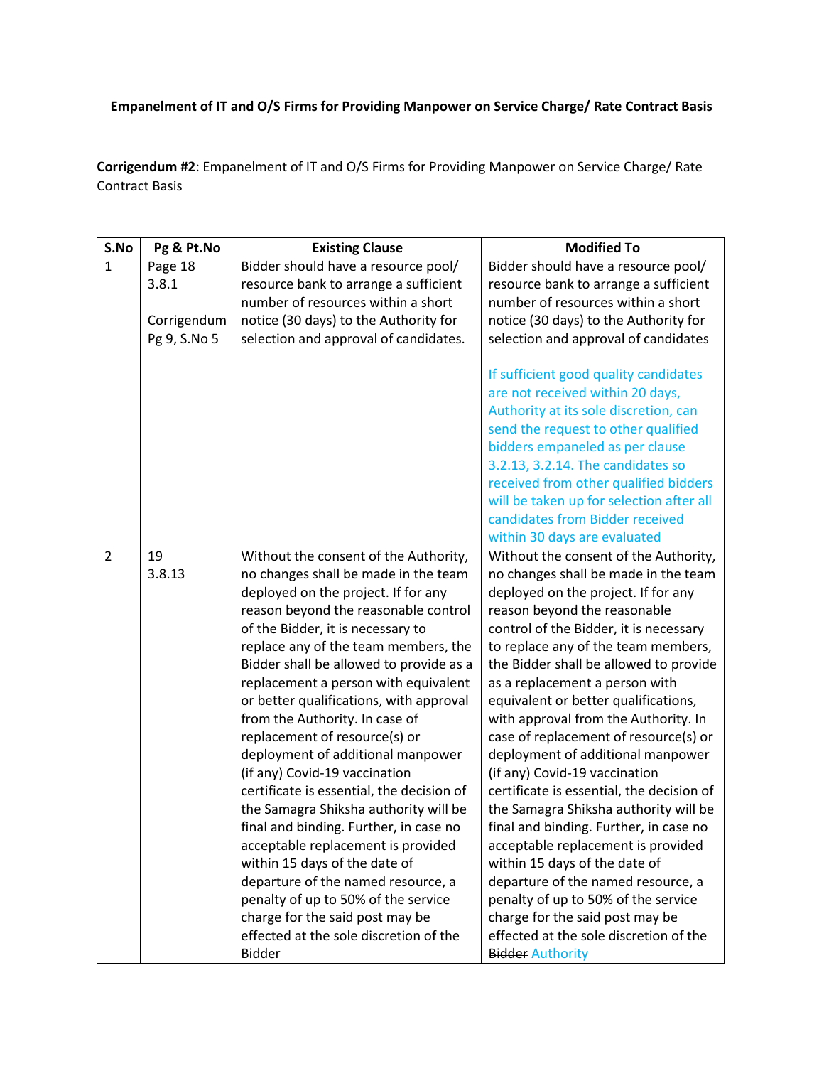**Empanelment of IT and O/S Firms for Providing Manpower on Service Charge/ Rate Contract Basis**

**Corrigendum #2**: Empanelment of IT and O/S Firms for Providing Manpower on Service Charge/ Rate Contract Basis

| S.No | Pg & Pt.No | Existing Clause | Modified To |
|---|---|---|---|
| 1 | Page 18 3.8.1 Corrigendum Pg 9, S.No 5 | Bidder should have a resource pool/ resource bank to arrange a sufficient number of resources within a short notice (30 days) to the Authority for selection and approval of candidates. | Bidder should have a resource pool/ resource bank to arrange a sufficient number of resources within a short notice (30 days) to the Authority for selection and approval of candidates<br><br>If sufficient good quality candidates are not received within 20 days, Authority at its sole discretion, can send the request to other qualified bidders empaneled as per clause 3.2.13, 3.2.14. The candidates so received from other qualified bidders will be taken up for selection after all candidates from Bidder received within 30 days are evaluated |
| 2 | 19 3.8.13 | Without the consent of the Authority, no changes shall be made in the team deployed on the project. If for any reason beyond the reasonable control of the Bidder, it is necessary to replace any of the team members, the Bidder shall be allowed to provide as a replacement a person with equivalent or better qualifications, with approval from the Authority. In case of replacement of resource(s) or deployment of additional manpower (if any) Covid-19 vaccination certificate is essential, the decision of the Samagra Shiksha authority will be final and binding. Further, in case no acceptable replacement is provided within 15 days of the date of departure of the named resource, a penalty of up to 50% of the service charge for the said post may be effected at the sole discretion of the Bidder | Without the consent of the Authority, no changes shall be made in the team deployed on the project. If for any reason beyond the reasonable control of the Bidder, it is necessary to replace any of the team members, the Bidder shall be allowed to provide as a replacement a person with equivalent or better qualifications, with approval from the Authority. In case of replacement of resource(s) or deployment of additional manpower (if any) Covid-19 vaccination certificate is essential, the decision of the Samagra Shiksha authority will be final and binding. Further, in case no acceptable replacement is provided within 15 days of the date of departure of the named resource, a penalty of up to 50% of the service charge for the said post may be effected at the sole discretion of the ~~Bidder~~ Authority |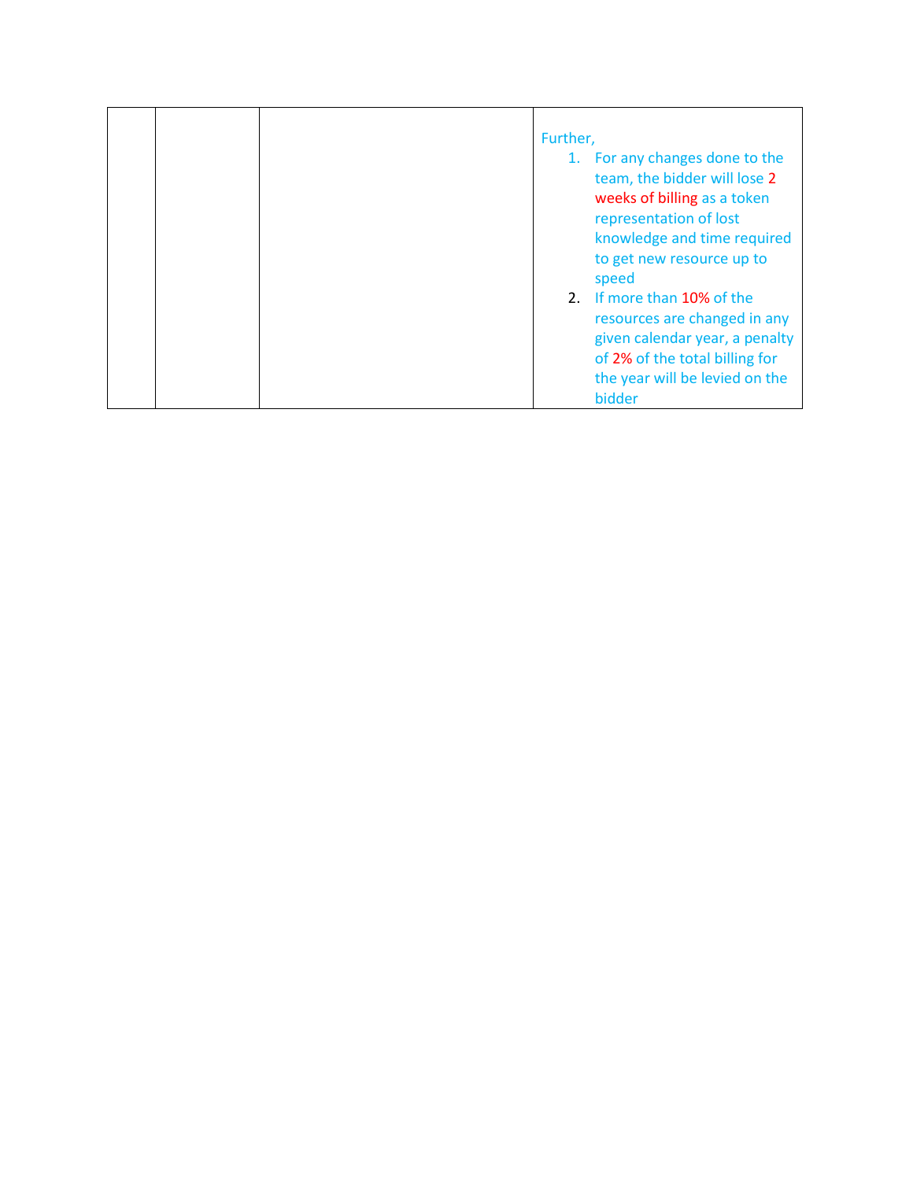| | | | |
|---|---|---|---|
| | | | Further,<br>1. For any changes done to the team, the bidder will lose 2 weeks of billing as a token representation of lost knowledge and time required to get new resource up to speed<br>2. If more than 10% of the resources are changed in any given calendar year, a penalty of 2% of the total billing for the year will be levied on the bidder |